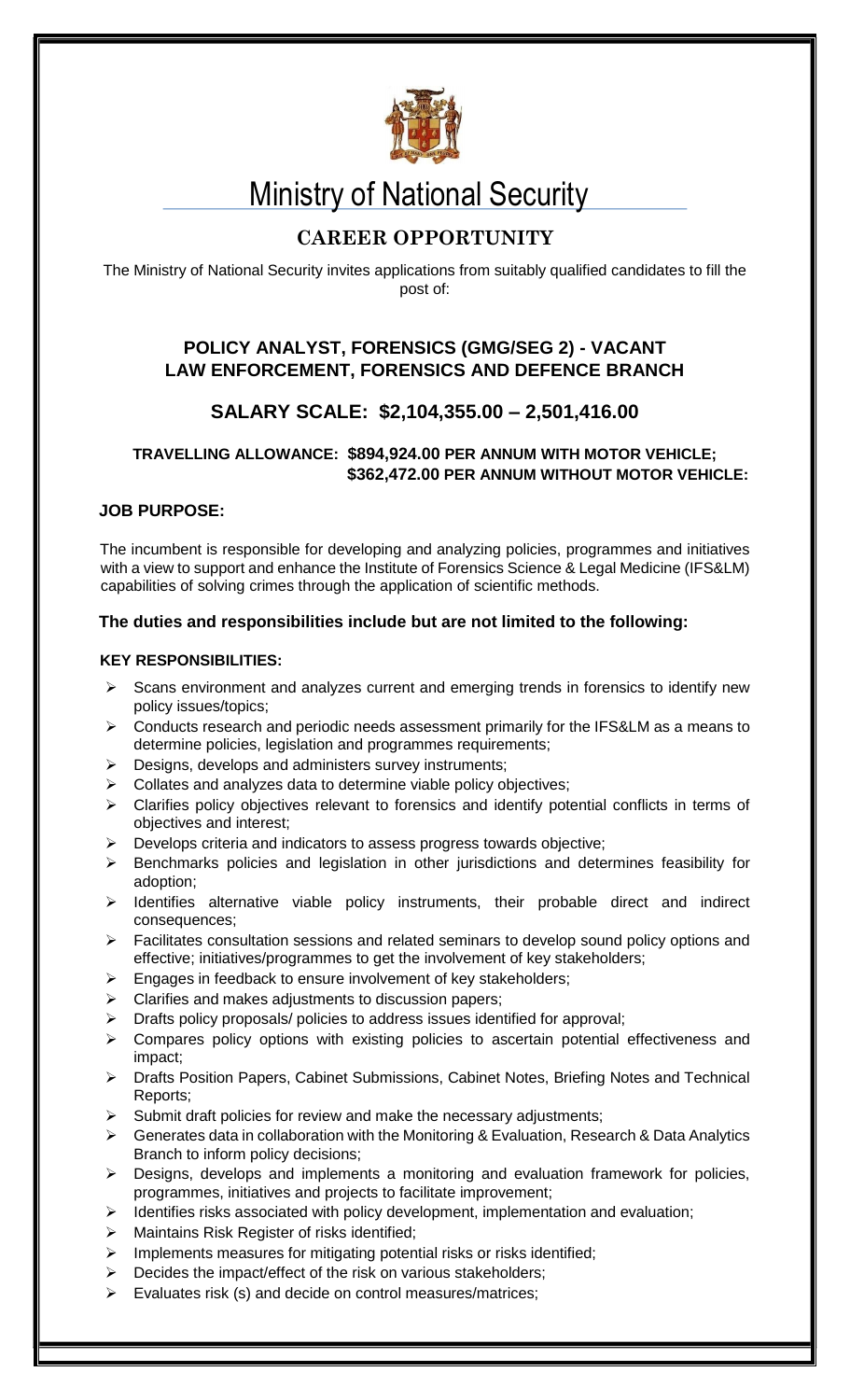# Ministry of National Security

## CAREER OPPORTUNITY

The Ministry of National Security invites applications from suitably qualified candidates to fill the post of:

### POLICY ANALYST, FORENSICS (GMG/SEG 2) - VACANT
### LAW ENFORCEMENT, FORENSICS AND DEFENCE BRANCH

### SALARY SCALE: $2,104,355.00 – 2,501,416.00

**TRAVELLING ALLOWANCE: $894,924.00 PER ANNUM WITH MOTOR VEHICLE;**
**$362,472.00 PER ANNUM WITHOUT MOTOR VEHICLE:**

**JOB PURPOSE:**

The incumbent is responsible for developing and analyzing policies, programmes and initiatives with a view to support and enhance the Institute of Forensics Science & Legal Medicine (IFS&LM) capabilities of solving crimes through the application of scientific methods.

**The duties and responsibilities include but are not limited to the following:**

**KEY RESPONSIBILITIES:**

- Scans environment and analyzes current and emerging trends in forensics to identify new policy issues/topics;
- Conducts research and periodic needs assessment primarily for the IFS&LM as a means to determine policies, legislation and programmes requirements;
- Designs, develops and administers survey instruments;
- Collates and analyzes data to determine viable policy objectives;
- Clarifies policy objectives relevant to forensics and identify potential conflicts in terms of objectives and interest;
- Develops criteria and indicators to assess progress towards objective;
- Benchmarks policies and legislation in other jurisdictions and determines feasibility for adoption;
- Identifies alternative viable policy instruments, their probable direct and indirect consequences;
- Facilitates consultation sessions and related seminars to develop sound policy options and effective; initiatives/programmes to get the involvement of key stakeholders;
- Engages in feedback to ensure involvement of key stakeholders;
- Clarifies and makes adjustments to discussion papers;
- Drafts policy proposals/ policies to address issues identified for approval;
- Compares policy options with existing policies to ascertain potential effectiveness and impact;
- Drafts Position Papers, Cabinet Submissions, Cabinet Notes, Briefing Notes and Technical Reports;
- Submit draft policies for review and make the necessary adjustments;
- Generates data in collaboration with the Monitoring & Evaluation, Research & Data Analytics Branch to inform policy decisions;
- Designs, develops and implements a monitoring and evaluation framework for policies, programmes, initiatives and projects to facilitate improvement;
- Identifies risks associated with policy development, implementation and evaluation;
- Maintains Risk Register of risks identified;
- Implements measures for mitigating potential risks or risks identified;
- Decides the impact/effect of the risk on various stakeholders;
- Evaluates risk (s) and decide on control measures/matrices;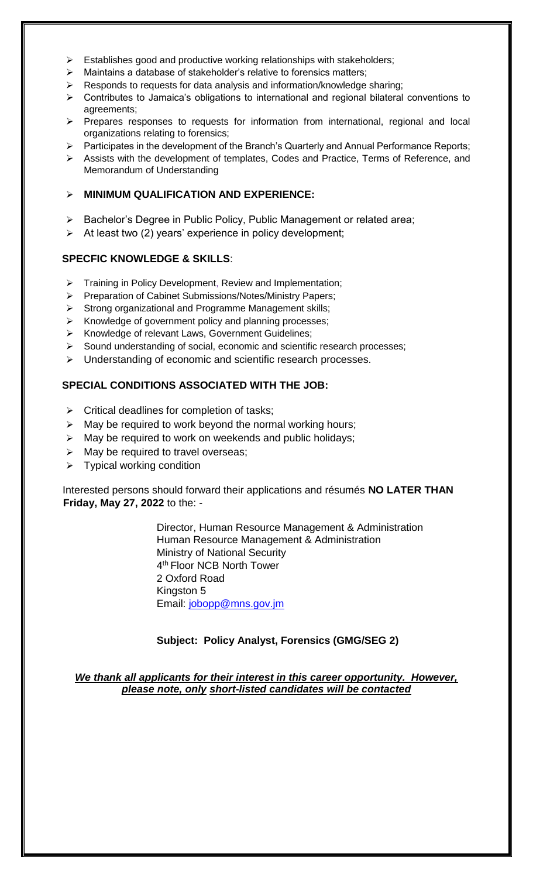- Establishes good and productive working relationships with stakeholders;
- Maintains a database of stakeholder's relative to forensics matters;
- Responds to requests for data analysis and information/knowledge sharing;
- Contributes to Jamaica's obligations to international and regional bilateral conventions to agreements;
- Prepares responses to requests for information from international, regional and local organizations relating to forensics;
- Participates in the development of the Branch's Quarterly and Annual Performance Reports;
- Assists with the development of templates, Codes and Practice, Terms of Reference, and Memorandum of Understanding

- **MINIMUM QUALIFICATION AND EXPERIENCE:**

- Bachelor's Degree in Public Policy, Public Management or related area;
- At least two (2) years' experience in policy development;

**SPECFIC KNOWLEDGE & SKILLS**:

- Training in Policy Development, Review and Implementation;
- Preparation of Cabinet Submissions/Notes/Ministry Papers;
- Strong organizational and Programme Management skills;
- Knowledge of government policy and planning processes;
- Knowledge of relevant Laws, Government Guidelines;
- Sound understanding of social, economic and scientific research processes;
- Understanding of economic and scientific research processes.

**SPECIAL CONDITIONS ASSOCIATED WITH THE JOB:**

- Critical deadlines for completion of tasks;
- May be required to work beyond the normal working hours;
- May be required to work on weekends and public holidays;
- May be required to travel overseas;
- Typical working condition

Interested persons should forward their applications and résumés **NO LATER THAN Friday, May 27, 2022** to the: -

Director, Human Resource Management & Administration
Human Resource Management & Administration
Ministry of National Security
4th Floor NCB North Tower
2 Oxford Road
Kingston 5
Email: jobopp@mns.gov.jm

**Subject: Policy Analyst, Forensics (GMG/SEG 2)**

***We thank all applicants for their interest in this career opportunity. However, please note, only short-listed candidates will be contacted***